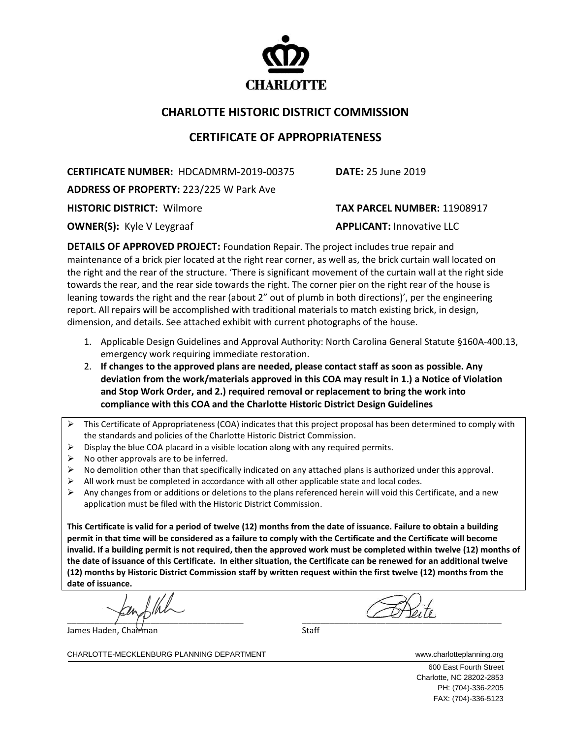CHARLOTTE

# CHARLOTTE HISTORIC DISTRICT COMMISSION

## CERTIFICATE OF APPROPRIATENESS

**CERTIFICATE NUMBER:** HDCADMRM-2019-00375 **DATE:** 25 June 2019

**ADDRESS OF PROPERTY:** 223/225 W Park Ave

**HISTORIC DISTRICT:** Wilmore **TAX PARCEL NUMBER:** 11908917

**OWNER(S):** Kyle V Leygraaf **APPLICANT:** Innovative LLC

**DETAILS OF APPROVED PROJECT:** Foundation Repair. The project includes true repair and maintenance of a brick pier located at the right rear corner, as well as, the brick curtain wall located on the right and the rear of the structure. 'There is significant movement of the curtain wall at the right side towards the rear, and the rear side towards the right. The corner pier on the right rear of the house is leaning towards the right and the rear (about 2" out of plumb in both directions)', per the engineering report. All repairs will be accomplished with traditional materials to match existing brick, in design, dimension, and details. See attached exhibit with current photographs of the house.

1. Applicable Design Guidelines and Approval Authority: North Carolina General Statute §160A-400.13, emergency work requiring immediate restoration.
2. **If changes to the approved plans are needed, please contact staff as soon as possible. Any deviation from the work/materials approved in this COA may result in 1.) a Notice of Violation and Stop Work Order, and 2.) required removal or replacement to bring the work into compliance with this COA and the Charlotte Historic District Design Guidelines**

- This Certificate of Appropriateness (COA) indicates that this project proposal has been determined to comply with the standards and policies of the Charlotte Historic District Commission.
- Display the blue COA placard in a visible location along with any required permits.
- No other approvals are to be inferred.
- No demolition other than that specifically indicated on any attached plans is authorized under this approval.
- All work must be completed in accordance with all other applicable state and local codes.
- Any changes from or additions or deletions to the plans referenced herein will void this Certificate, and a new application must be filed with the Historic District Commission.

**This Certificate is valid for a period of twelve (12) months from the date of issuance. Failure to obtain a building permit in that time will be considered as a failure to comply with the Certificate and the Certificate will become invalid. If a building permit is not required, then the approved work must be completed within twelve (12) months of the date of issuance of this Certificate. In either situation, the Certificate can be renewed for an additional twelve (12) months by Historic District Commission staff by written request within the first twelve (12) months from the date of issuance.**

James Haden, Chairman

Staff

CHARLOTTE-MECKLENBURG PLANNING DEPARTMENT www.charlotteplanning.org

600 East Fourth Street
Charlotte, NC 28202-2853
PH: (704)-336-2205
FAX: (704)-336-5123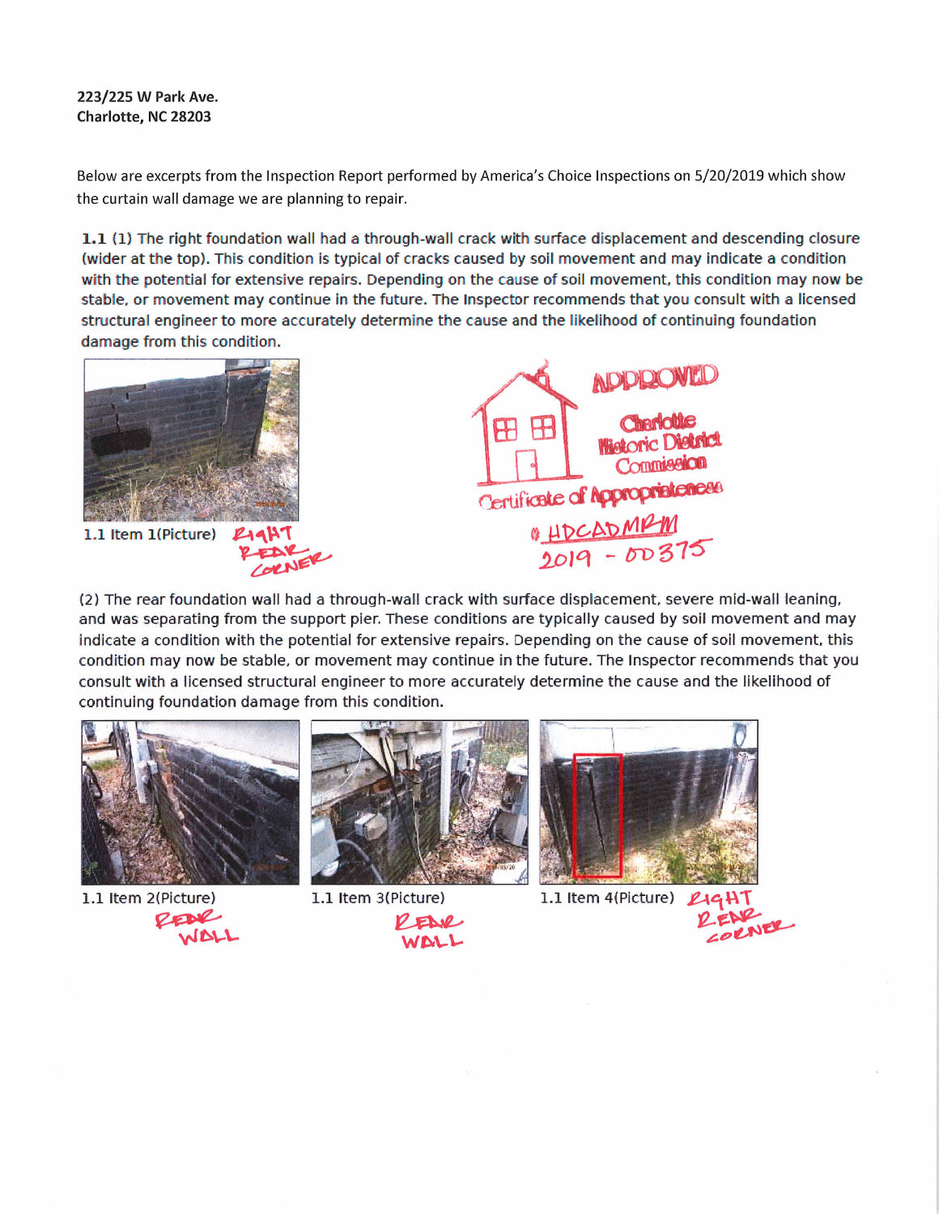223/225 W Park Ave.
Charlotte, NC 28203

Below are excerpts from the Inspection Report performed by America's Choice Inspections on 5/20/2019 which show the curtain wall damage we are planning to repair.

**1.1** (1) The right foundation wall had a through-wall crack with surface displacement and descending closure (wider at the top). This condition is typical of cracks caused by soil movement and may indicate a condition with the potential for extensive repairs. Depending on the cause of soil movement, this condition may now be stable, or movement may continue in the future. The Inspector recommends that you consult with a licensed structural engineer to more accurately determine the cause and the likelihood of continuing foundation damage from this condition.

1.1 Item 1(Picture) RIGHT REAR CORNER

APPROVED
Charlotte Historic District Commission
Certificate of Appropriateness
# HDCADMRM
2019 - 00375

(2) The rear foundation wall had a through-wall crack with surface displacement, severe mid-wall leaning, and was separating from the support pier. These conditions are typically caused by soil movement and may indicate a condition with the potential for extensive repairs. Depending on the cause of soil movement, this condition may now be stable, or movement may continue in the future. The Inspector recommends that you consult with a licensed structural engineer to more accurately determine the cause and the likelihood of continuing foundation damage from this condition.

1.1 Item 2(Picture) REAR WALL

1.1 Item 3(Picture) REAR WALL

1.1 Item 4(Picture) RIGHT REAR CORNER